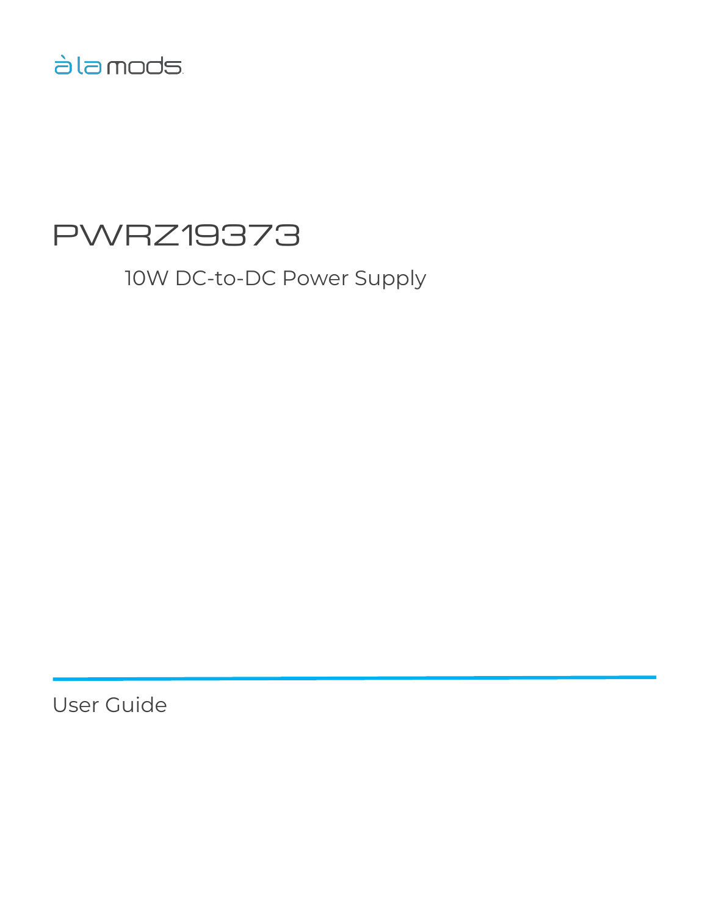à la mods

# PWRZ19373

## 10W DC-to-DC Power Supply

User Guide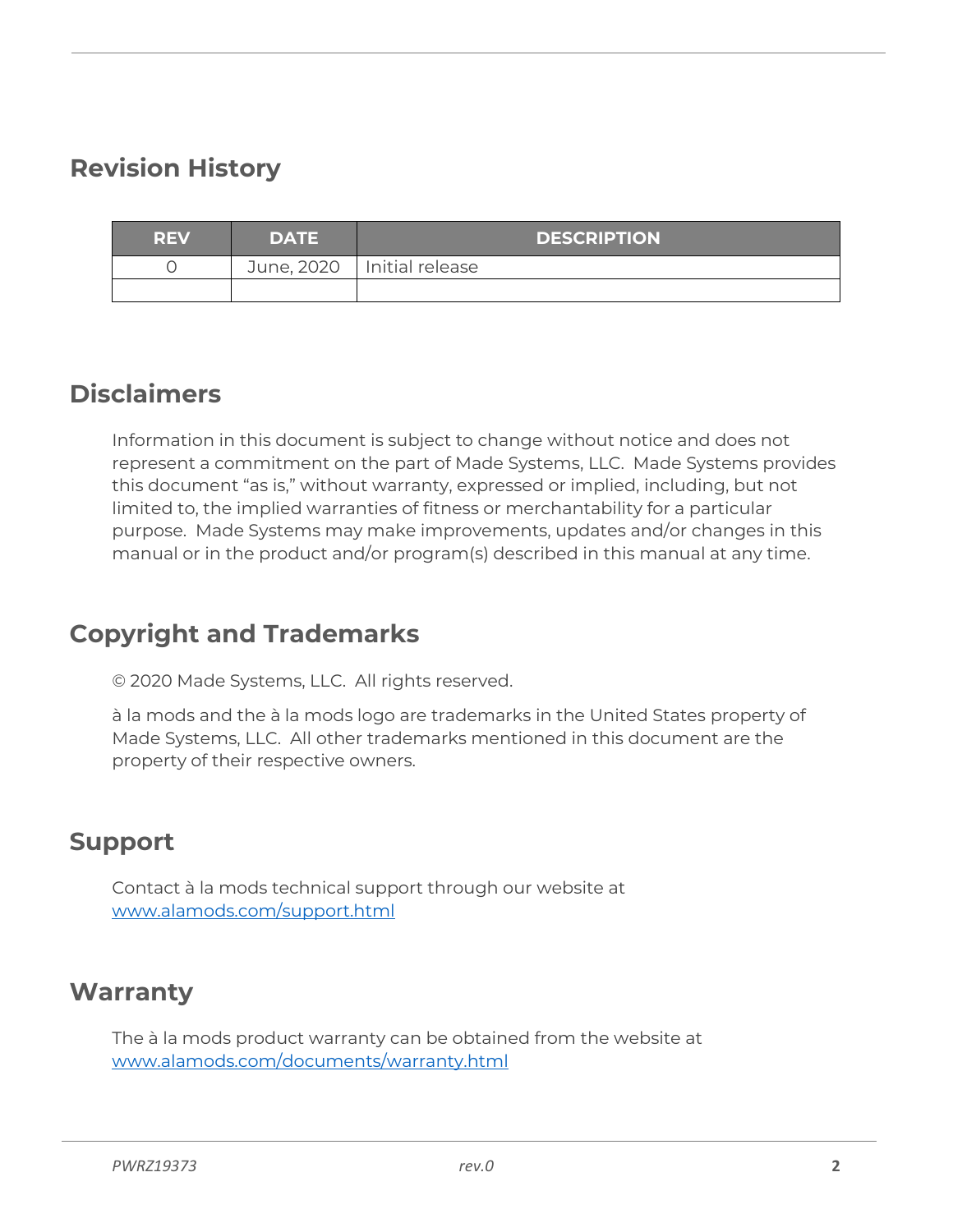## Revision History

| REV | DATE | DESCRIPTION |
|---|---|---|
| 0 | June, 2020 | Initial release |
| | | |

## Disclaimers

Information in this document is subject to change without notice and does not represent a commitment on the part of Made Systems, LLC. Made Systems provides this document "as is," without warranty, expressed or implied, including, but not limited to, the implied warranties of fitness or merchantability for a particular purpose. Made Systems may make improvements, updates and/or changes in this manual or in the product and/or program(s) described in this manual at any time.

## Copyright and Trademarks

© 2020 Made Systems, LLC. All rights reserved.

à la mods and the à la mods logo are trademarks in the United States property of Made Systems, LLC. All other trademarks mentioned in this document are the property of their respective owners.

## Support

Contact à la mods technical support through our website at [www.alamods.com/support.html](www.alamods.com/support.html)

## Warranty

The à la mods product warranty can be obtained from the website at [www.alamods.com/documents/warranty.html](www.alamods.com/documents/warranty.html)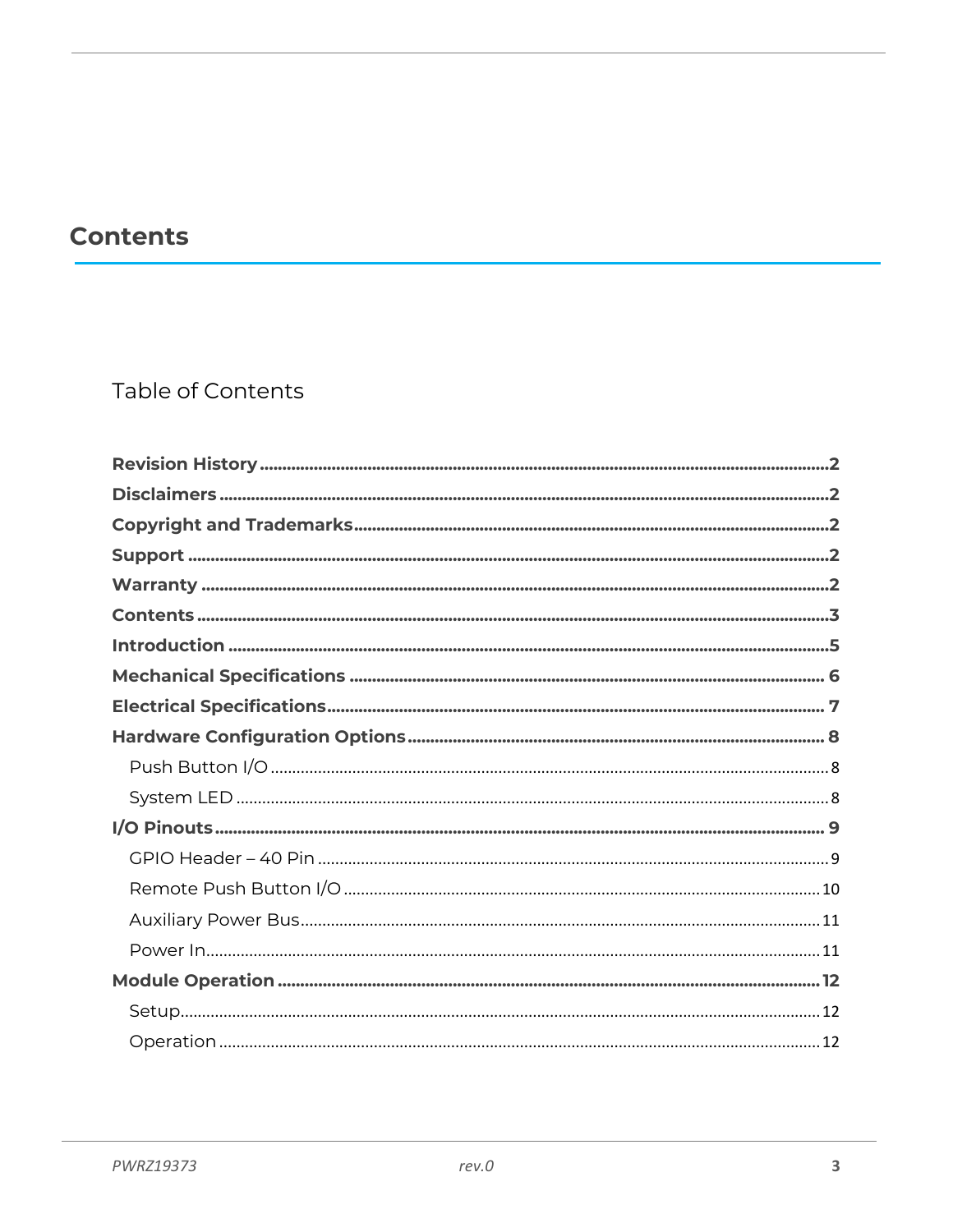# Contents

## Table of Contents

**Revision History** .......... 2
**Disclaimers** .......... 2
**Copyright and Trademarks** .......... 2
**Support** .......... 2
**Warranty** .......... 2
**Contents** .......... 3
**Introduction** .......... 5
**Mechanical Specifications** .......... 6
**Electrical Specifications** .......... 7
**Hardware Configuration Options** .......... 8
- Push Button I/O .......... 8
- System LED .......... 8

**I/O Pinouts** .......... 9
- GPIO Header – 40 Pin .......... 9
- Remote Push Button I/O .......... 10
- Auxiliary Power Bus .......... 11
- Power In .......... 11

**Module Operation** .......... 12
- Setup .......... 12
- Operation .......... 12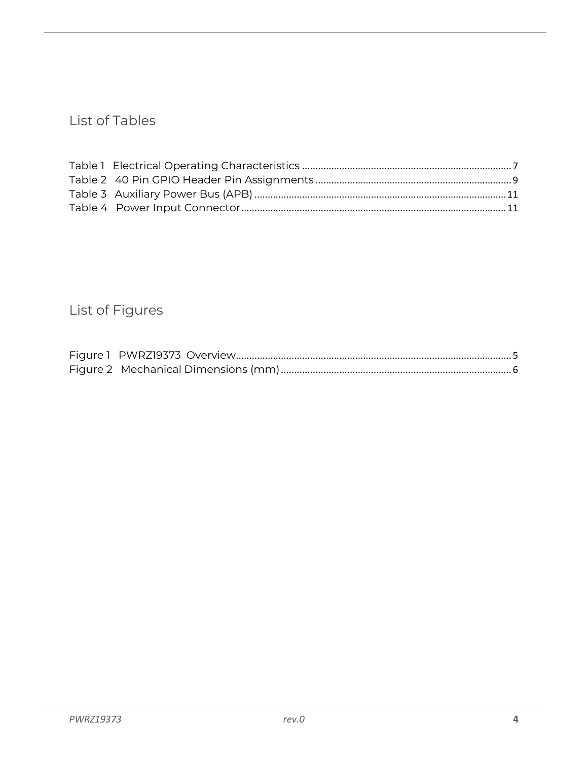## List of Tables

Table 1 Electrical Operating Characteristics ............................................................................... 7
Table 2 40 Pin GPIO Header Pin Assignments ......................................................................... 9
Table 3 Auxiliary Power Bus (APB) ............................................................................................ 11
Table 4 Power Input Connector ................................................................................................... 11

## List of Figures

Figure 1 PWRZ19373 Overview ..................................................................................................... 5
Figure 2 Mechanical Dimensions (mm) ...................................................................................... 6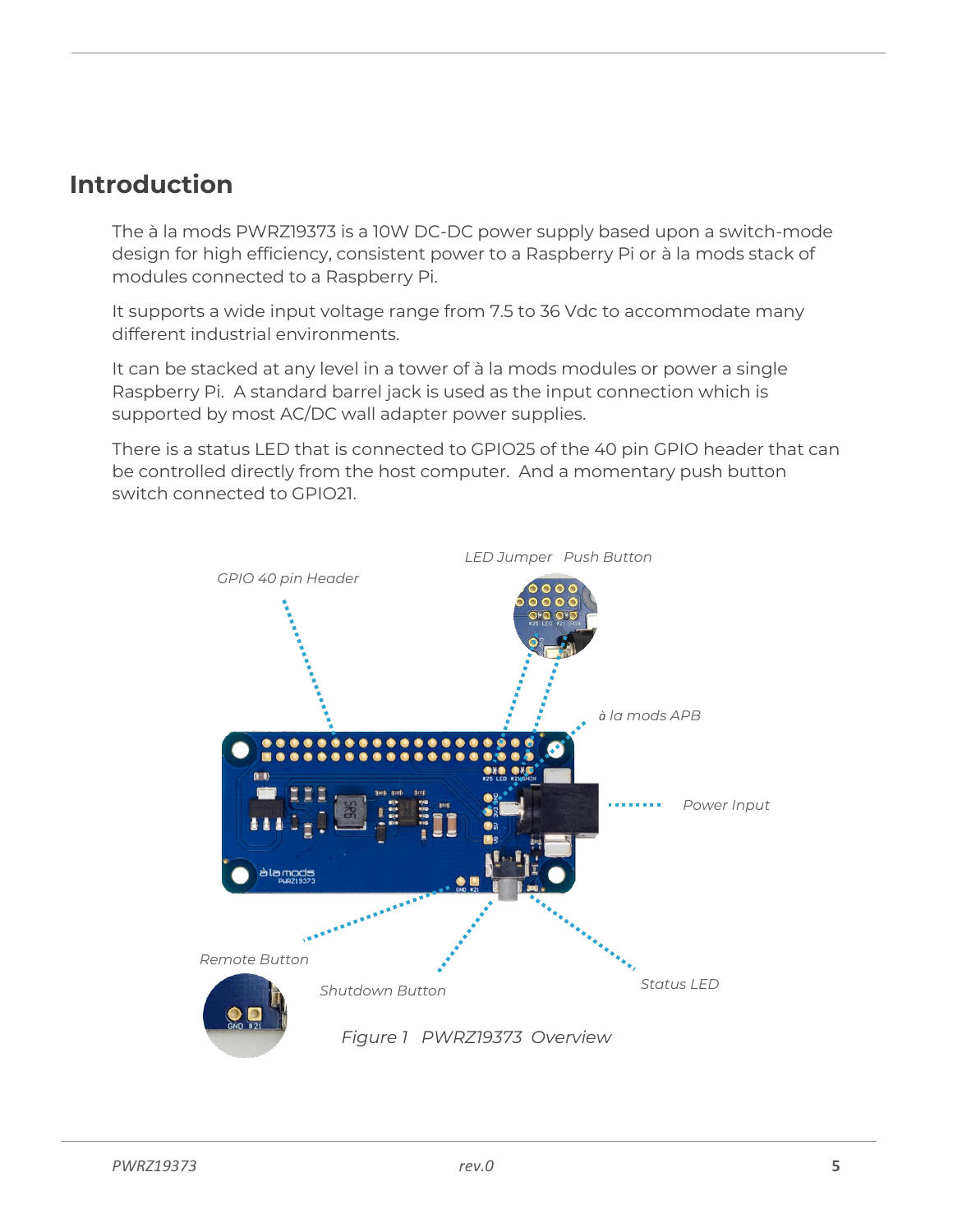# Introduction

The à la mods PWRZ19373 is a 10W DC-DC power supply based upon a switch-mode design for high efficiency, consistent power to a Raspberry Pi or à la mods stack of modules connected to a Raspberry Pi.

It supports a wide input voltage range from 7.5 to 36 Vdc to accommodate many different industrial environments.

It can be stacked at any level in a tower of à la mods modules or power a single Raspberry Pi. A standard barrel jack is used as the input connection which is supported by most AC/DC wall adapter power supplies.

There is a status LED that is connected to GPIO25 of the 40 pin GPIO header that can be controlled directly from the host computer. And a momentary push button switch connected to GPIO21.

*Figure 1 PWRZ19373 Overview*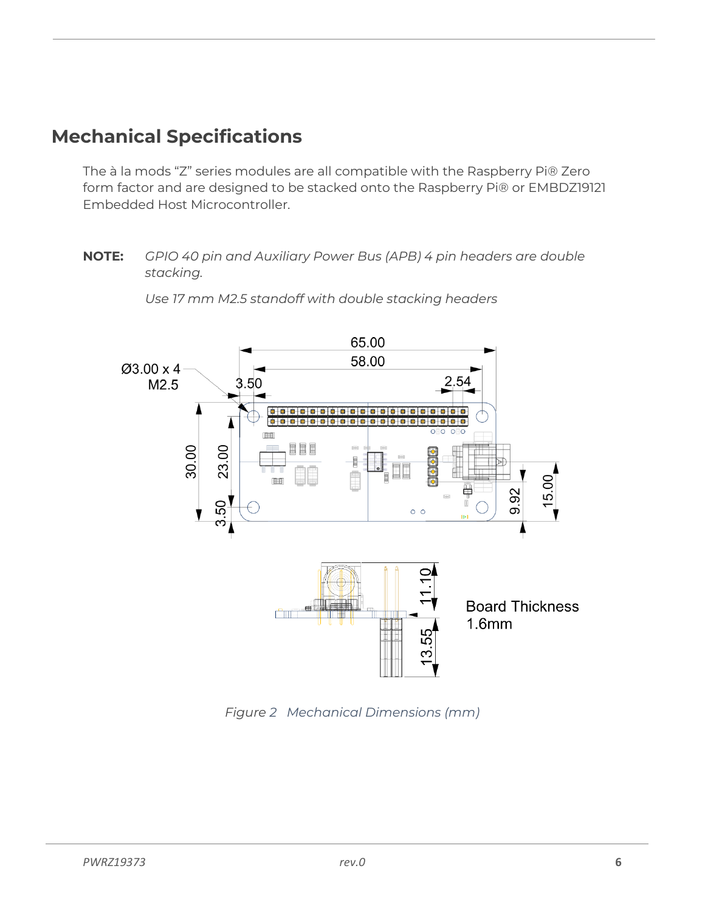## Mechanical Specifications

The à la mods “Z” series modules are all compatible with the Raspberry Pi® Zero form factor and are designed to be stacked onto the Raspberry Pi® or EMBDZ19121 Embedded Host Microcontroller.

**NOTE:** *GPIO 40 pin and Auxiliary Power Bus (APB) 4 pin headers are double stacking.*

*Use 17 mm M2.5 standoff with double stacking headers*

*Figure 2 Mechanical Dimensions (mm)*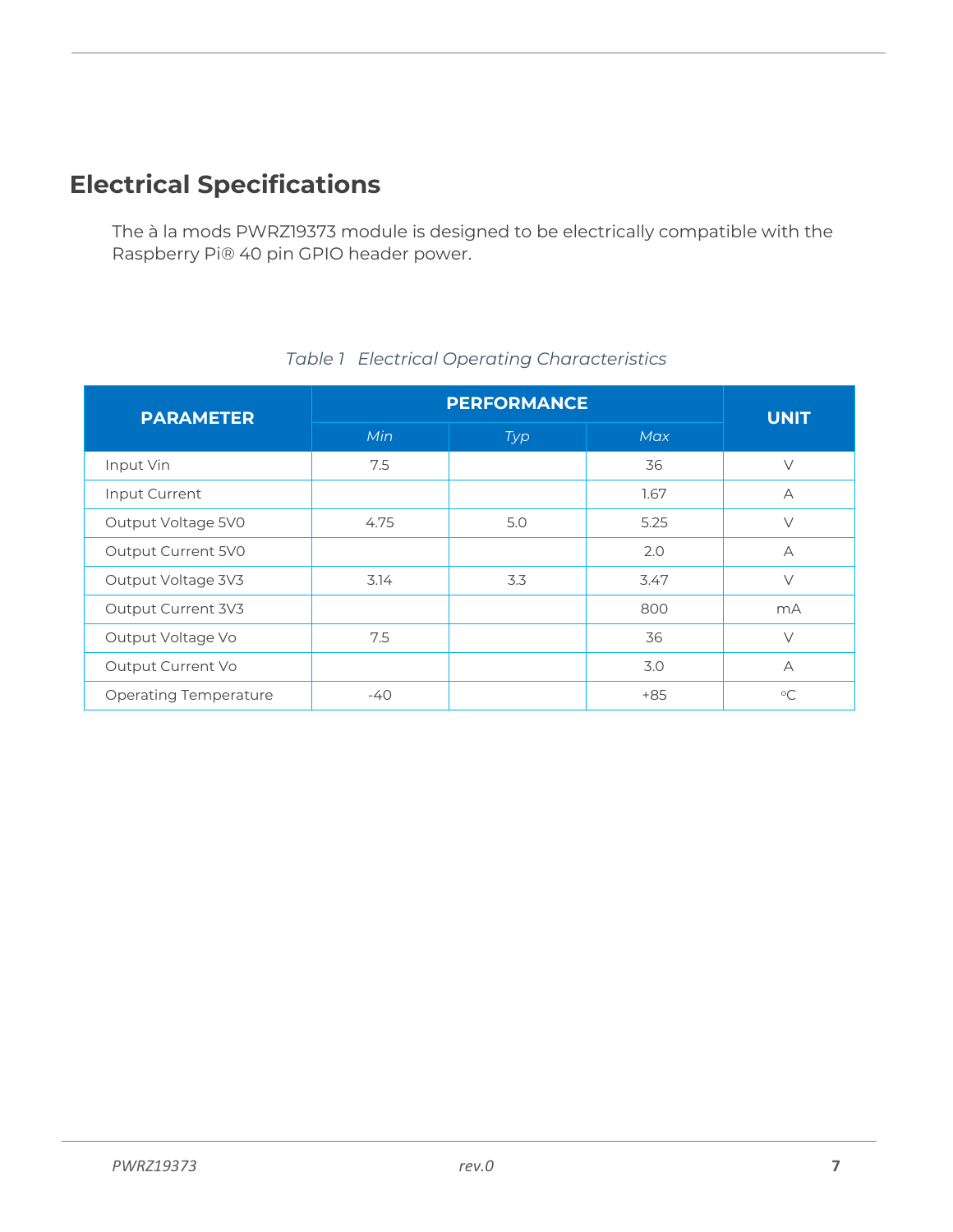# Electrical Specifications

The à la mods PWRZ19373 module is designed to be electrically compatible with the Raspberry Pi® 40 pin GPIO header power.

*Table 1 Electrical Operating Characteristics*

| PARAMETER | PERFORMANCE | | | UNIT |
|---|---|---|---|---|
| | *Min* | *Typ* | *Max* | |
| Input Vin | 7.5 | | 36 | V |
| Input Current | | | 1.67 | A |
| Output Voltage 5V0 | 4.75 | 5.0 | 5.25 | V |
| Output Current 5V0 | | | 2.0 | A |
| Output Voltage 3V3 | 3.14 | 3.3 | 3.47 | V |
| Output Current 3V3 | | | 800 | mA |
| Output Voltage Vo | 7.5 | | 36 | V |
| Output Current Vo | | | 3.0 | A |
| Operating Temperature | -40 | | +85 | °C |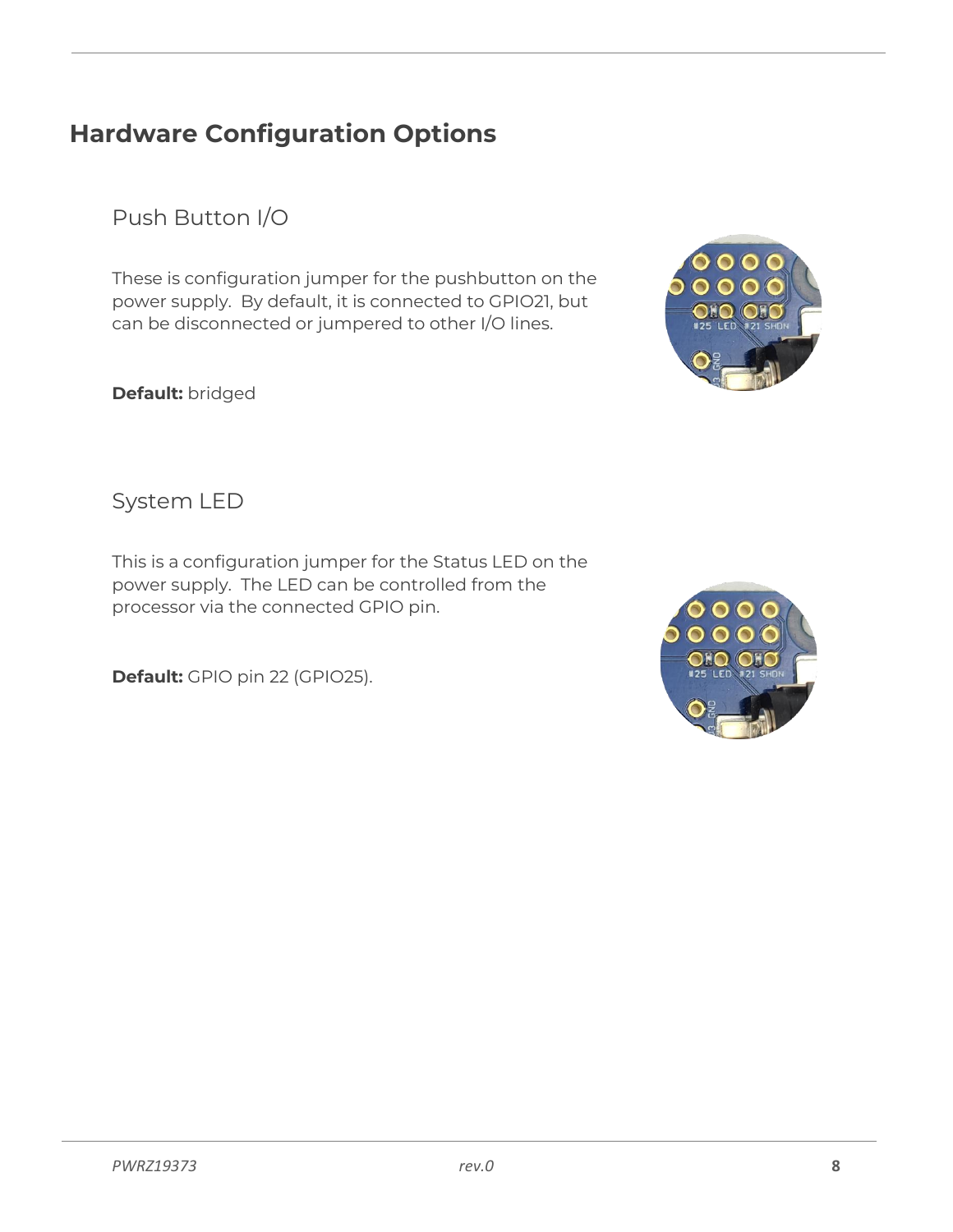# Hardware Configuration Options

## Push Button I/O

These is configuration jumper for the pushbutton on the power supply.  By default, it is connected to GPIO21, but can be disconnected or jumpered to other I/O lines.

**Default:** bridged

## System LED

This is a configuration jumper for the Status LED on the power supply.  The LED can be controlled from the processor via the connected GPIO pin.

**Default:** GPIO pin 22 (GPIO25).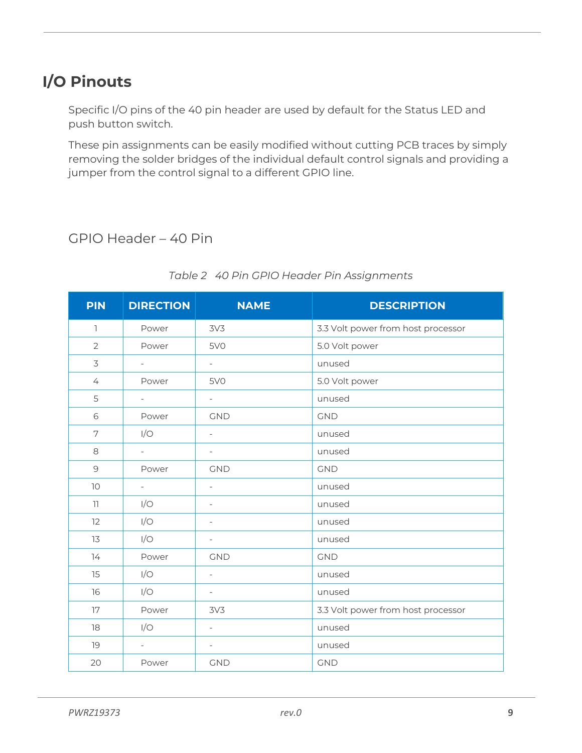# I/O Pinouts

Specific I/O pins of the 40 pin header are used by default for the Status LED and push button switch.

These pin assignments can be easily modified without cutting PCB traces by simply removing the solder bridges of the individual default control signals and providing a jumper from the control signal to a different GPIO line.

## GPIO Header – 40 Pin

*Table 2 40 Pin GPIO Header Pin Assignments*

| PIN | DIRECTION | NAME | DESCRIPTION |
|---|---|---|---|
| 1 | Power | 3V3 | 3.3 Volt power from host processor |
| 2 | Power | 5V0 | 5.0 Volt power |
| 3 | - | - | unused |
| 4 | Power | 5V0 | 5.0 Volt power |
| 5 | - | - | unused |
| 6 | Power | GND | GND |
| 7 | I/O | - | unused |
| 8 | - | - | unused |
| 9 | Power | GND | GND |
| 10 | - | - | unused |
| 11 | I/O | - | unused |
| 12 | I/O | - | unused |
| 13 | I/O | - | unused |
| 14 | Power | GND | GND |
| 15 | I/O | - | unused |
| 16 | I/O | - | unused |
| 17 | Power | 3V3 | 3.3 Volt power from host processor |
| 18 | I/O | - | unused |
| 19 | - | - | unused |
| 20 | Power | GND | GND |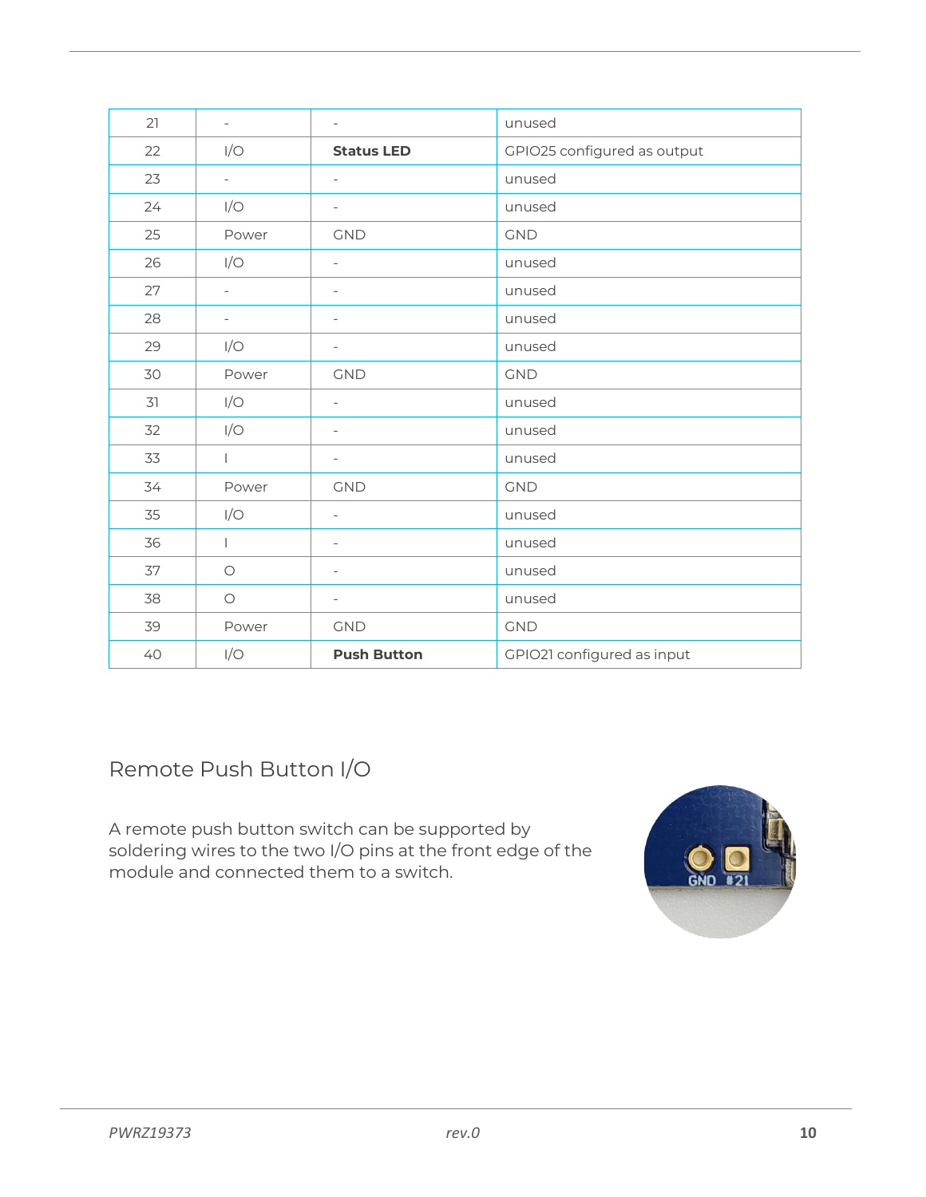| 21 | - | - | unused |
|---|---|---|---|
| 22 | I/O | **Status LED** | GPIO25 configured as output |
| 23 | - | - | unused |
| 24 | I/O | - | unused |
| 25 | Power | GND | GND |
| 26 | I/O | - | unused |
| 27 | - | - | unused |
| 28 | - | - | unused |
| 29 | I/O | - | unused |
| 30 | Power | GND | GND |
| 31 | I/O | - | unused |
| 32 | I/O | - | unused |
| 33 | I | - | unused |
| 34 | Power | GND | GND |
| 35 | I/O | - | unused |
| 36 | I | - | unused |
| 37 | O | - | unused |
| 38 | O | - | unused |
| 39 | Power | GND | GND |
| 40 | I/O | **Push Button** | GPIO21 configured as input |

## Remote Push Button I/O

A remote push button switch can be supported by soldering wires to the two I/O pins at the front edge of the module and connected them to a switch.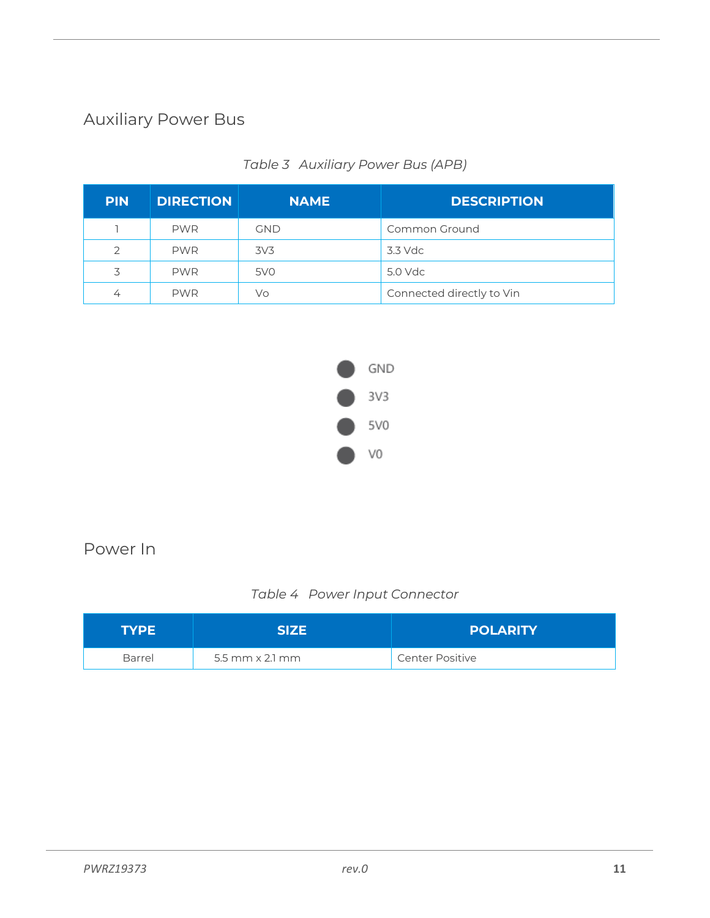## Auxiliary Power Bus

*Table 3 Auxiliary Power Bus (APB)*

| PIN | DIRECTION | NAME | DESCRIPTION |
|---|---|---|---|
| 1 | PWR | GND | Common Ground |
| 2 | PWR | 3V3 | 3.3 Vdc |
| 3 | PWR | 5V0 | 5.0 Vdc |
| 4 | PWR | Vo | Connected directly to Vin |

GND
3V3
5V0
V0

## Power In

*Table 4 Power Input Connector*

| TYPE | SIZE | POLARITY |
|---|---|---|
| Barrel | 5.5 mm x 2.1 mm | Center Positive |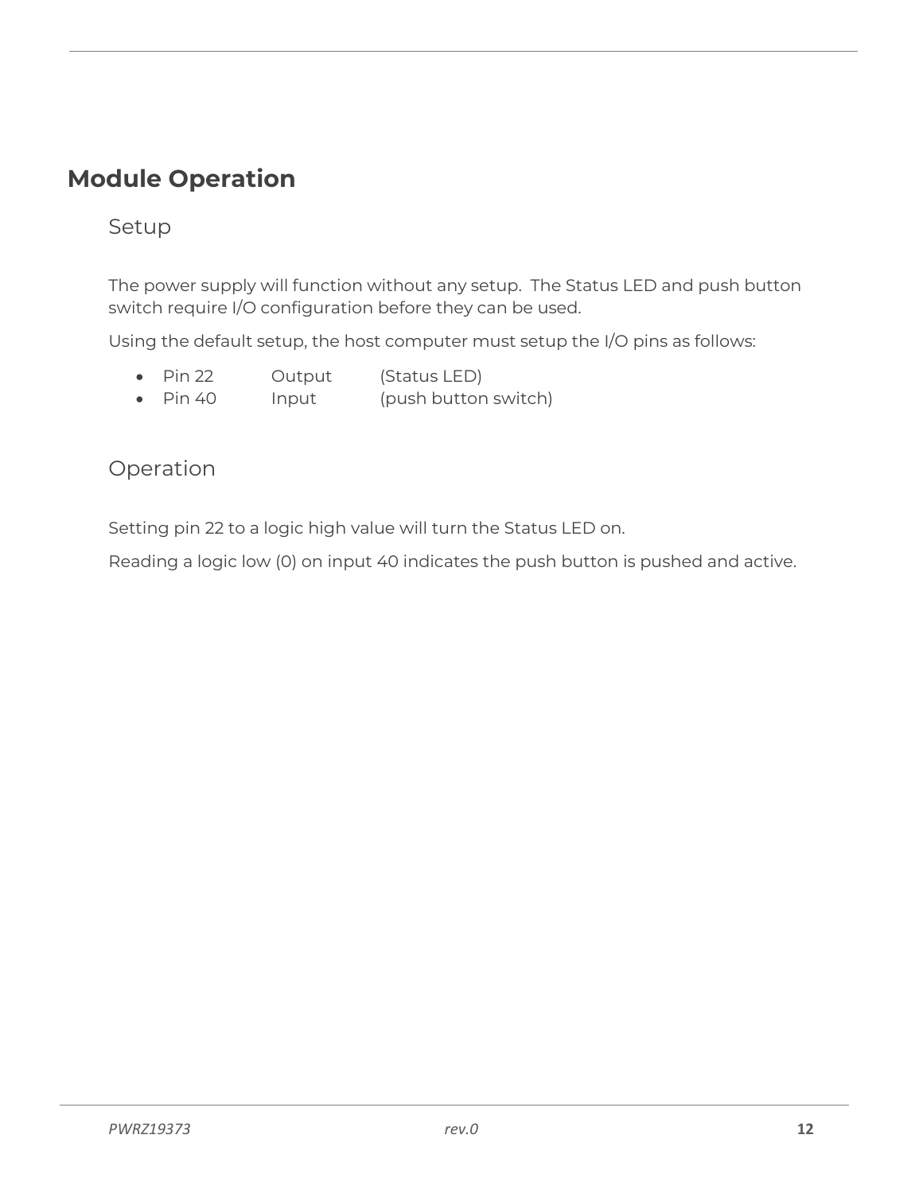# Module Operation

## Setup

The power supply will function without any setup. The Status LED and push button switch require I/O configuration before they can be used.

Using the default setup, the host computer must setup the I/O pins as follows:

- Pin 22 Output (Status LED)
- Pin 40 Input (push button switch)

## Operation

Setting pin 22 to a logic high value will turn the Status LED on.

Reading a logic low (0) on input 40 indicates the push button is pushed and active.